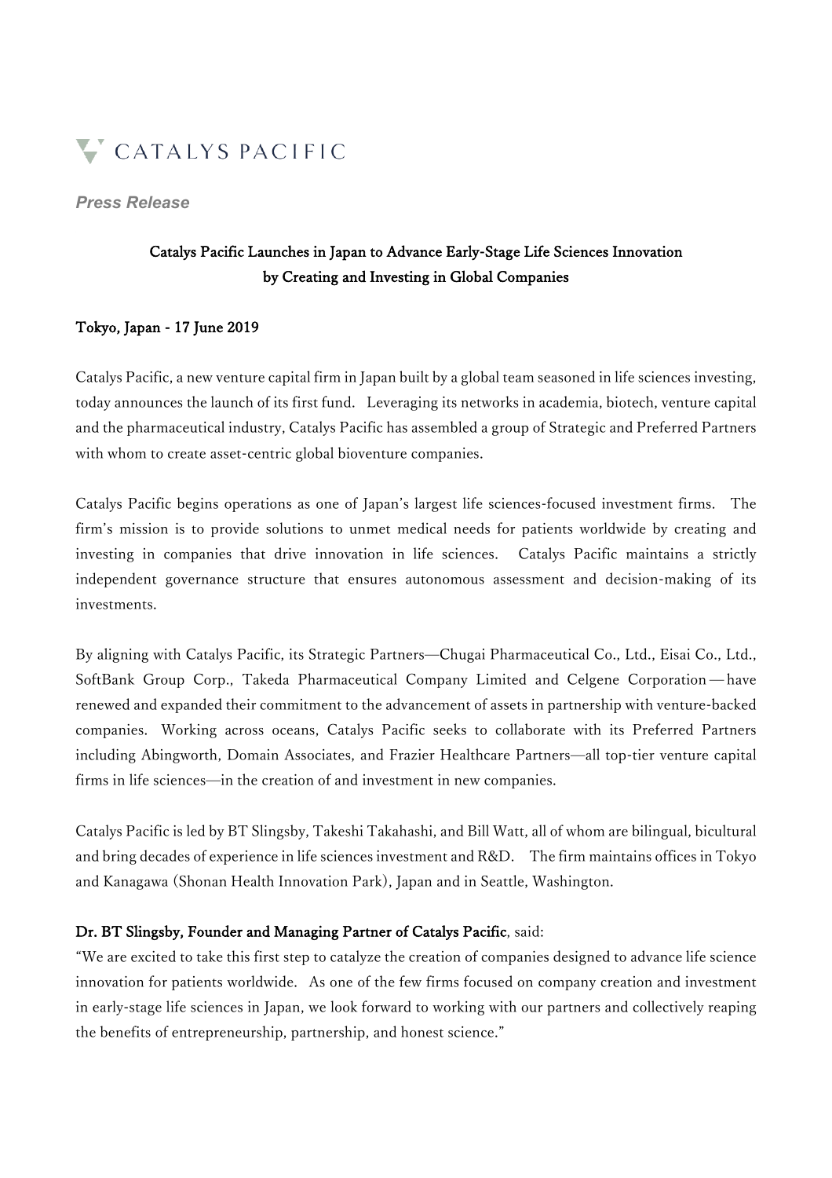CATALYS PACIFIC

*Press Release*

**Catalys Pacific Launches in Japan to Advance Early-Stage Life Sciences Innovation by Creating and Investing in Global Companies**

**Tokyo, Japan - 17 June 2019**

Catalys Pacific, a new venture capital firm in Japan built by a global team seasoned in life sciences investing, today announces the launch of its first fund. Leveraging its networks in academia, biotech, venture capital and the pharmaceutical industry, Catalys Pacific has assembled a group of Strategic and Preferred Partners with whom to create asset-centric global bioventure companies.

Catalys Pacific begins operations as one of Japan's largest life sciences-focused investment firms. The firm's mission is to provide solutions to unmet medical needs for patients worldwide by creating and investing in companies that drive innovation in life sciences. Catalys Pacific maintains a strictly independent governance structure that ensures autonomous assessment and decision-making of its investments.

By aligning with Catalys Pacific, its Strategic Partners—Chugai Pharmaceutical Co., Ltd., Eisai Co., Ltd., SoftBank Group Corp., Takeda Pharmaceutical Company Limited and Celgene Corporation—have renewed and expanded their commitment to the advancement of assets in partnership with venture-backed companies. Working across oceans, Catalys Pacific seeks to collaborate with its Preferred Partners including Abingworth, Domain Associates, and Frazier Healthcare Partners—all top-tier venture capital firms in life sciences—in the creation of and investment in new companies.

Catalys Pacific is led by BT Slingsby, Takeshi Takahashi, and Bill Watt, all of whom are bilingual, bicultural and bring decades of experience in life sciences investment and R&D. The firm maintains offices in Tokyo and Kanagawa (Shonan Health Innovation Park), Japan and in Seattle, Washington.

**Dr. BT Slingsby, Founder and Managing Partner of Catalys Pacific**, said:
"We are excited to take this first step to catalyze the creation of companies designed to advance life science innovation for patients worldwide. As one of the few firms focused on company creation and investment in early-stage life sciences in Japan, we look forward to working with our partners and collectively reaping the benefits of entrepreneurship, partnership, and honest science."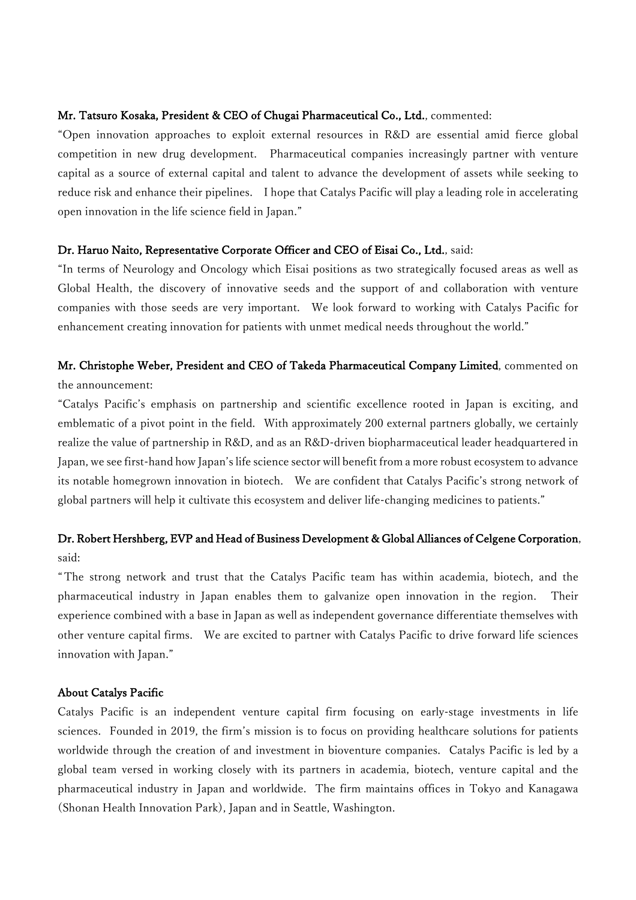**Mr. Tatsuro Kosaka, President & CEO of Chugai Pharmaceutical Co., Ltd.**, commented:
"Open innovation approaches to exploit external resources in R&D are essential amid fierce global competition in new drug development. Pharmaceutical companies increasingly partner with venture capital as a source of external capital and talent to advance the development of assets while seeking to reduce risk and enhance their pipelines. I hope that Catalys Pacific will play a leading role in accelerating open innovation in the life science field in Japan."

**Dr. Haruo Naito, Representative Corporate Officer and CEO of Eisai Co., Ltd.**, said:
"In terms of Neurology and Oncology which Eisai positions as two strategically focused areas as well as Global Health, the discovery of innovative seeds and the support of and collaboration with venture companies with those seeds are very important. We look forward to working with Catalys Pacific for enhancement creating innovation for patients with unmet medical needs throughout the world."

**Mr. Christophe Weber, President and CEO of Takeda Pharmaceutical Company Limited**, commented on the announcement:
"Catalys Pacific's emphasis on partnership and scientific excellence rooted in Japan is exciting, and emblematic of a pivot point in the field. With approximately 200 external partners globally, we certainly realize the value of partnership in R&D, and as an R&D-driven biopharmaceutical leader headquartered in Japan, we see first-hand how Japan's life science sector will benefit from a more robust ecosystem to advance its notable homegrown innovation in biotech. We are confident that Catalys Pacific's strong network of global partners will help it cultivate this ecosystem and deliver life-changing medicines to patients."

**Dr. Robert Hershberg, EVP and Head of Business Development & Global Alliances of Celgene Corporation**, said:
"The strong network and trust that the Catalys Pacific team has within academia, biotech, and the pharmaceutical industry in Japan enables them to galvanize open innovation in the region. Their experience combined with a base in Japan as well as independent governance differentiate themselves with other venture capital firms. We are excited to partner with Catalys Pacific to drive forward life sciences innovation with Japan."

**About Catalys Pacific**

Catalys Pacific is an independent venture capital firm focusing on early-stage investments in life sciences. Founded in 2019, the firm's mission is to focus on providing healthcare solutions for patients worldwide through the creation of and investment in bioventure companies. Catalys Pacific is led by a global team versed in working closely with its partners in academia, biotech, venture capital and the pharmaceutical industry in Japan and worldwide. The firm maintains offices in Tokyo and Kanagawa (Shonan Health Innovation Park), Japan and in Seattle, Washington.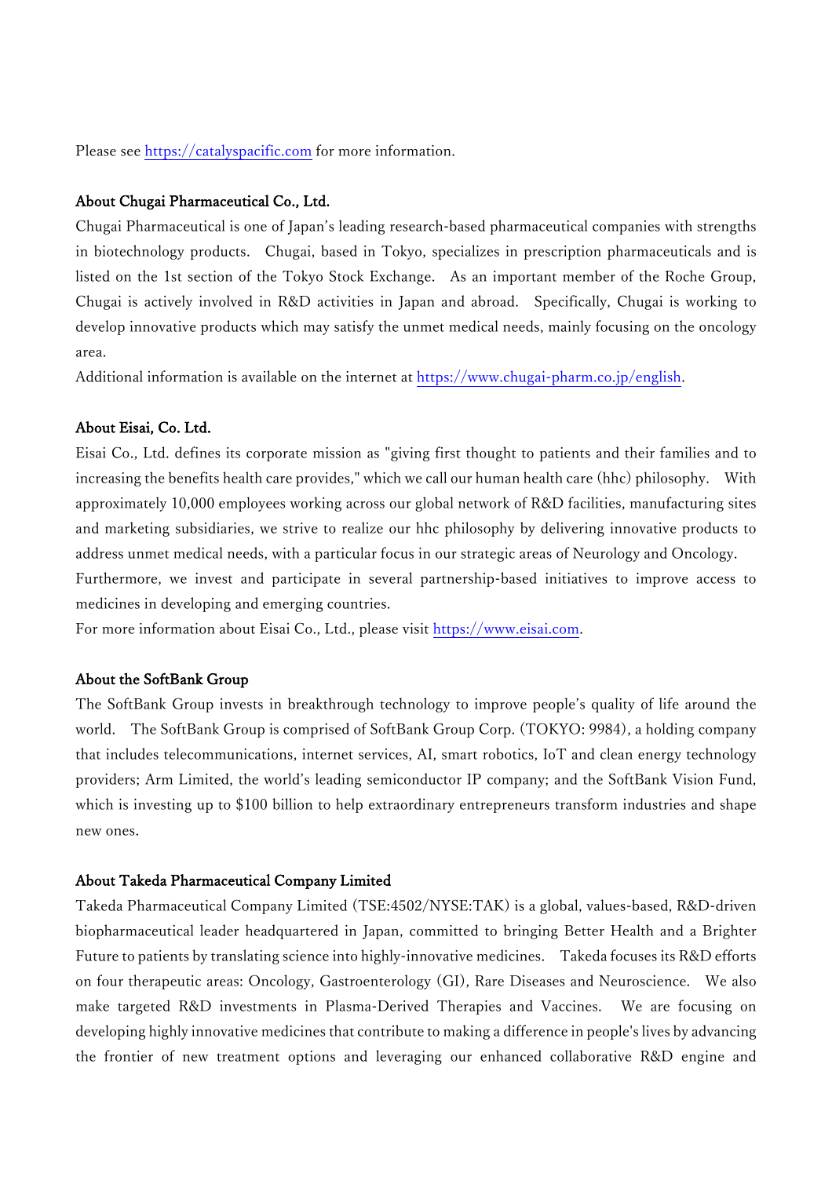Please see https://catalyspacific.com for more information.

### About Chugai Pharmaceutical Co., Ltd.

Chugai Pharmaceutical is one of Japan's leading research-based pharmaceutical companies with strengths in biotechnology products. Chugai, based in Tokyo, specializes in prescription pharmaceuticals and is listed on the 1st section of the Tokyo Stock Exchange. As an important member of the Roche Group, Chugai is actively involved in R&D activities in Japan and abroad. Specifically, Chugai is working to develop innovative products which may satisfy the unmet medical needs, mainly focusing on the oncology area.

Additional information is available on the internet at https://www.chugai-pharm.co.jp/english.

### About Eisai, Co. Ltd.

Eisai Co., Ltd. defines its corporate mission as "giving first thought to patients and their families and to increasing the benefits health care provides," which we call our human health care (hhc) philosophy. With approximately 10,000 employees working across our global network of R&D facilities, manufacturing sites and marketing subsidiaries, we strive to realize our hhc philosophy by delivering innovative products to address unmet medical needs, with a particular focus in our strategic areas of Neurology and Oncology.

Furthermore, we invest and participate in several partnership-based initiatives to improve access to medicines in developing and emerging countries.

For more information about Eisai Co., Ltd., please visit https://www.eisai.com.

### About the SoftBank Group

The SoftBank Group invests in breakthrough technology to improve people's quality of life around the world. The SoftBank Group is comprised of SoftBank Group Corp. (TOKYO: 9984), a holding company that includes telecommunications, internet services, AI, smart robotics, IoT and clean energy technology providers; Arm Limited, the world's leading semiconductor IP company; and the SoftBank Vision Fund, which is investing up to $100 billion to help extraordinary entrepreneurs transform industries and shape new ones.

### About Takeda Pharmaceutical Company Limited

Takeda Pharmaceutical Company Limited (TSE:4502/NYSE:TAK) is a global, values-based, R&D-driven biopharmaceutical leader headquartered in Japan, committed to bringing Better Health and a Brighter Future to patients by translating science into highly-innovative medicines. Takeda focuses its R&D efforts on four therapeutic areas: Oncology, Gastroenterology (GI), Rare Diseases and Neuroscience. We also make targeted R&D investments in Plasma-Derived Therapies and Vaccines. We are focusing on developing highly innovative medicines that contribute to making a difference in people's lives by advancing the frontier of new treatment options and leveraging our enhanced collaborative R&D engine and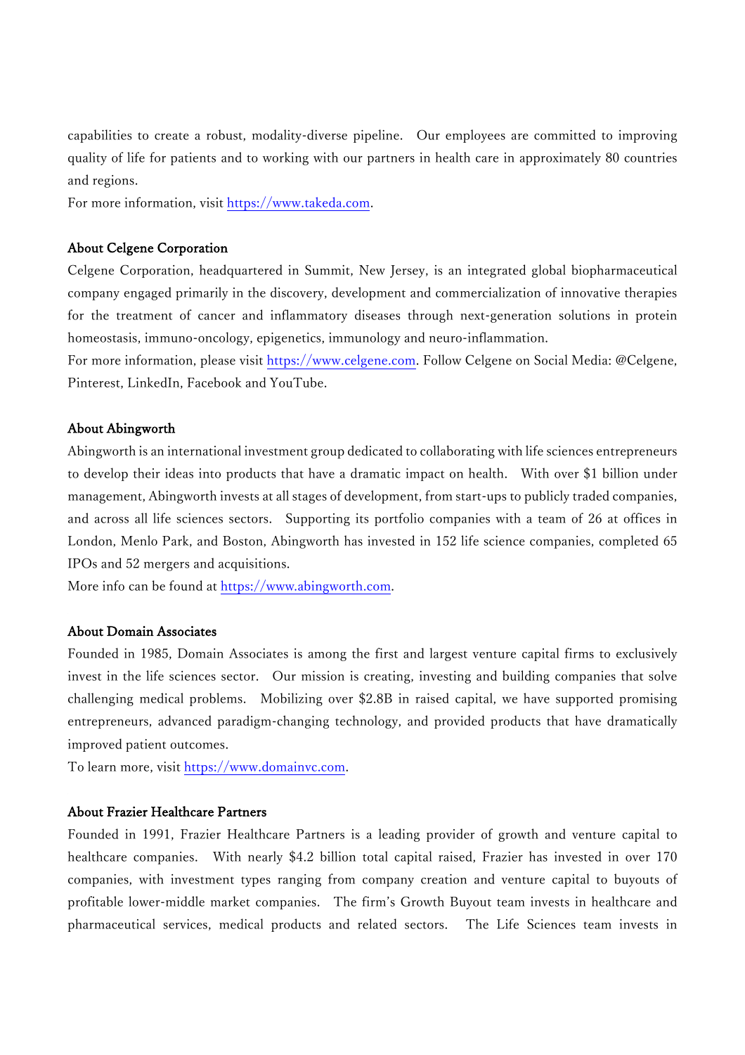capabilities to create a robust, modality-diverse pipeline. Our employees are committed to improving quality of life for patients and to working with our partners in health care in approximately 80 countries and regions.

For more information, visit https://www.takeda.com.

## About Celgene Corporation

Celgene Corporation, headquartered in Summit, New Jersey, is an integrated global biopharmaceutical company engaged primarily in the discovery, development and commercialization of innovative therapies for the treatment of cancer and inflammatory diseases through next-generation solutions in protein homeostasis, immuno-oncology, epigenetics, immunology and neuro-inflammation.

For more information, please visit https://www.celgene.com. Follow Celgene on Social Media: @Celgene, Pinterest, LinkedIn, Facebook and YouTube.

## About Abingworth

Abingworth is an international investment group dedicated to collaborating with life sciences entrepreneurs to develop their ideas into products that have a dramatic impact on health. With over $1 billion under management, Abingworth invests at all stages of development, from start-ups to publicly traded companies, and across all life sciences sectors. Supporting its portfolio companies with a team of 26 at offices in London, Menlo Park, and Boston, Abingworth has invested in 152 life science companies, completed 65 IPOs and 52 mergers and acquisitions.

More info can be found at https://www.abingworth.com.

## About Domain Associates

Founded in 1985, Domain Associates is among the first and largest venture capital firms to exclusively invest in the life sciences sector. Our mission is creating, investing and building companies that solve challenging medical problems. Mobilizing over $2.8B in raised capital, we have supported promising entrepreneurs, advanced paradigm-changing technology, and provided products that have dramatically improved patient outcomes.

To learn more, visit https://www.domainvc.com.

## About Frazier Healthcare Partners

Founded in 1991, Frazier Healthcare Partners is a leading provider of growth and venture capital to healthcare companies. With nearly $4.2 billion total capital raised, Frazier has invested in over 170 companies, with investment types ranging from company creation and venture capital to buyouts of profitable lower-middle market companies. The firm's Growth Buyout team invests in healthcare and pharmaceutical services, medical products and related sectors. The Life Sciences team invests in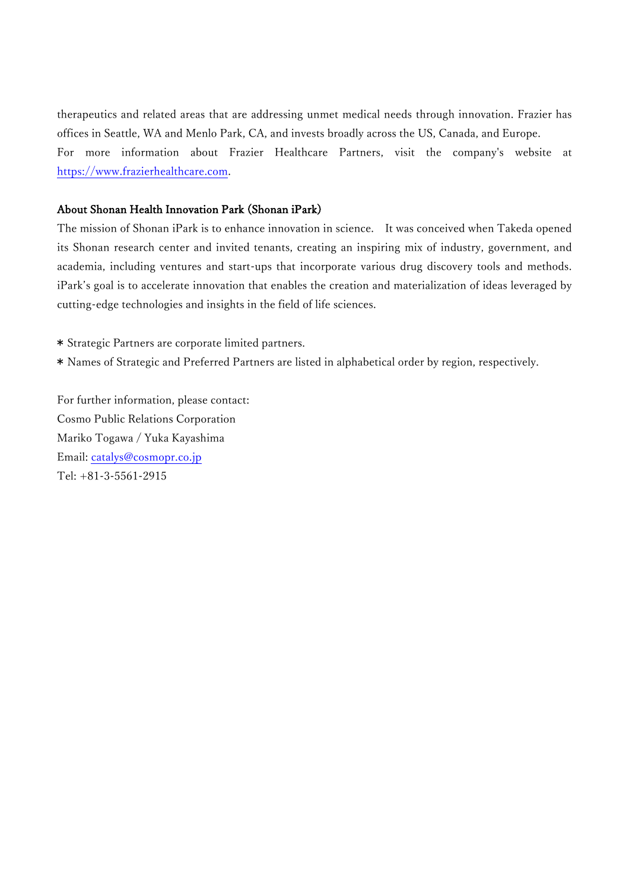therapeutics and related areas that are addressing unmet medical needs through innovation. Frazier has offices in Seattle, WA and Menlo Park, CA, and invests broadly across the US, Canada, and Europe.
For more information about Frazier Healthcare Partners, visit the company's website at https://www.frazierhealthcare.com.

## About Shonan Health Innovation Park (Shonan iPark)

The mission of Shonan iPark is to enhance innovation in science. It was conceived when Takeda opened its Shonan research center and invited tenants, creating an inspiring mix of industry, government, and academia, including ventures and start-ups that incorporate various drug discovery tools and methods. iPark's goal is to accelerate innovation that enables the creation and materialization of ideas leveraged by cutting-edge technologies and insights in the field of life sciences.

* Strategic Partners are corporate limited partners.
* Names of Strategic and Preferred Partners are listed in alphabetical order by region, respectively.

For further information, please contact:
Cosmo Public Relations Corporation
Mariko Togawa / Yuka Kayashima
Email: catalys@cosmopr.co.jp
Tel: +81-3-5561-2915